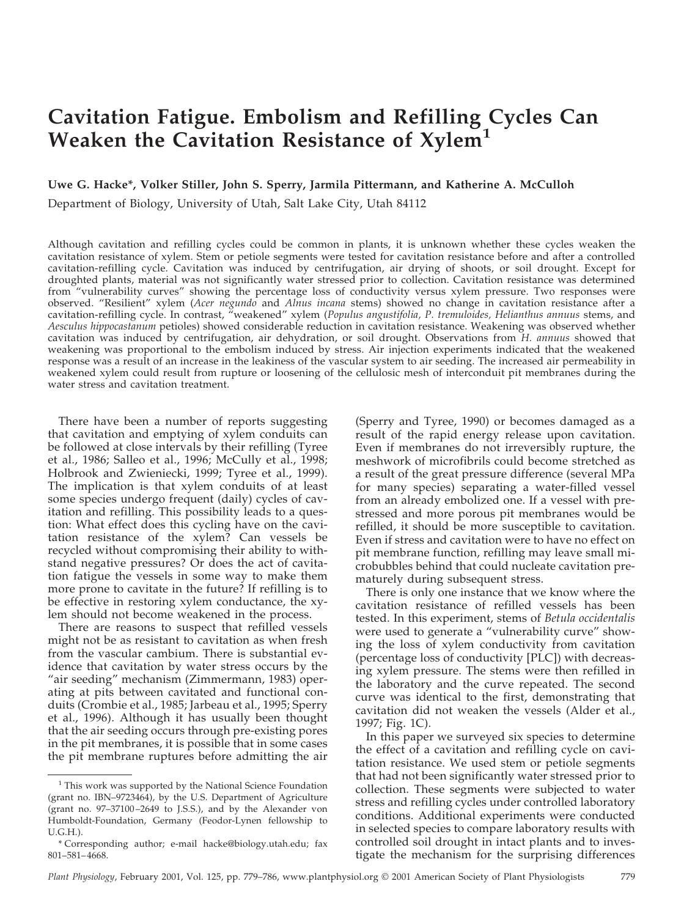# Cavitation Fatigue. Embolism and Refilling Cycles Can Weaken the Cavitation Resistance of Xylem[1]

**Uwe G. Hacke\*, Volker Stiller, John S. Sperry, Jarmila Pittermann, and Katherine A. McCulloh**

Department of Biology, University of Utah, Salt Lake City, Utah 84112

Although cavitation and refilling cycles could be common in plants, it is unknown whether these cycles weaken the cavitation resistance of xylem. Stem or petiole segments were tested for cavitation resistance before and after a controlled cavitation-refilling cycle. Cavitation was induced by centrifugation, air drying of shoots, or soil drought. Except for droughted plants, material was not significantly water stressed prior to collection. Cavitation resistance was determined from "vulnerability curves" showing the percentage loss of conductivity versus xylem pressure. Two responses were observed. "Resilient" xylem (*Acer negundo* and *Alnus incana* stems) showed no change in cavitation resistance after a cavitation-refilling cycle. In contrast, "weakened" xylem (*Populus angustifolia, P. tremuloides, Helianthus annuus* stems, and *Aesculus hippocastanum* petioles) showed considerable reduction in cavitation resistance. Weakening was observed whether cavitation was induced by centrifugation, air dehydration, or soil drought. Observations from *H. annuus* showed that weakening was proportional to the embolism induced by stress. Air injection experiments indicated that the weakened response was a result of an increase in the leakiness of the vascular system to air seeding. The increased air permeability in weakened xylem could result from rupture or loosening of the cellulosic mesh of interconduit pit membranes during the water stress and cavitation treatment.

There have been a number of reports suggesting that cavitation and emptying of xylem conduits can be followed at close intervals by their refilling (Tyree et al., 1986; Salleo et al., 1996; McCully et al., 1998; Holbrook and Zwieniecki, 1999; Tyree et al., 1999). The implication is that xylem conduits of at least some species undergo frequent (daily) cycles of cavitation and refilling. This possibility leads to a question: What effect does this cycling have on the cavitation resistance of the xylem? Can vessels be recycled without compromising their ability to withstand negative pressures? Or does the act of cavitation fatigue the vessels in some way to make them more prone to cavitate in the future? If refilling is to be effective in restoring xylem conductance, the xylem should not become weakened in the process.

There are reasons to suspect that refilled vessels might not be as resistant to cavitation as when fresh from the vascular cambium. There is substantial evidence that cavitation by water stress occurs by the "air seeding" mechanism (Zimmermann, 1983) operating at pits between cavitated and functional conduits (Crombie et al., 1985; Jarbeau et al., 1995; Sperry et al., 1996). Although it has usually been thought that the air seeding occurs through pre-existing pores in the pit membranes, it is possible that in some cases the pit membrane ruptures before admitting the air (Sperry and Tyree, 1990) or becomes damaged as a result of the rapid energy release upon cavitation. Even if membranes do not irreversibly rupture, the meshwork of microfibrils could become stretched as a result of the great pressure difference (several MPa for many species) separating a water-filled vessel from an already embolized one. If a vessel with pre-stressed and more porous pit membranes would be refilled, it should be more susceptible to cavitation. Even if stress and cavitation were to have no effect on pit membrane function, refilling may leave small microbubbles behind that could nucleate cavitation prematurely during subsequent stress.

There is only one instance that we know where the cavitation resistance of refilled vessels has been tested. In this experiment, stems of *Betula occidentalis* were used to generate a "vulnerability curve" showing the loss of xylem conductivity from cavitation (percentage loss of conductivity [PLC]) with decreasing xylem pressure. The stems were then refilled in the laboratory and the curve repeated. The second curve was identical to the first, demonstrating that cavitation did not weaken the vessels (Alder et al., 1997; Fig. 1C).

In this paper we surveyed six species to determine the effect of a cavitation and refilling cycle on cavitation resistance. We used stem or petiole segments that had not been significantly water stressed prior to collection. These segments were subjected to water stress and refilling cycles under controlled laboratory conditions. Additional experiments were conducted in selected species to compare laboratory results with controlled soil drought in intact plants and to investigate the mechanism for the surprising differences

[1] This work was supported by the National Science Foundation (grant no. IBN–9723464), by the U.S. Department of Agriculture (grant no. 97–37100–2649 to J.S.S.), and by the Alexander von Humboldt-Foundation, Germany (Feodor-Lynen fellowship to U.G.H.).

\* Corresponding author; e-mail hacke@biology.utah.edu; fax 801–581–4668.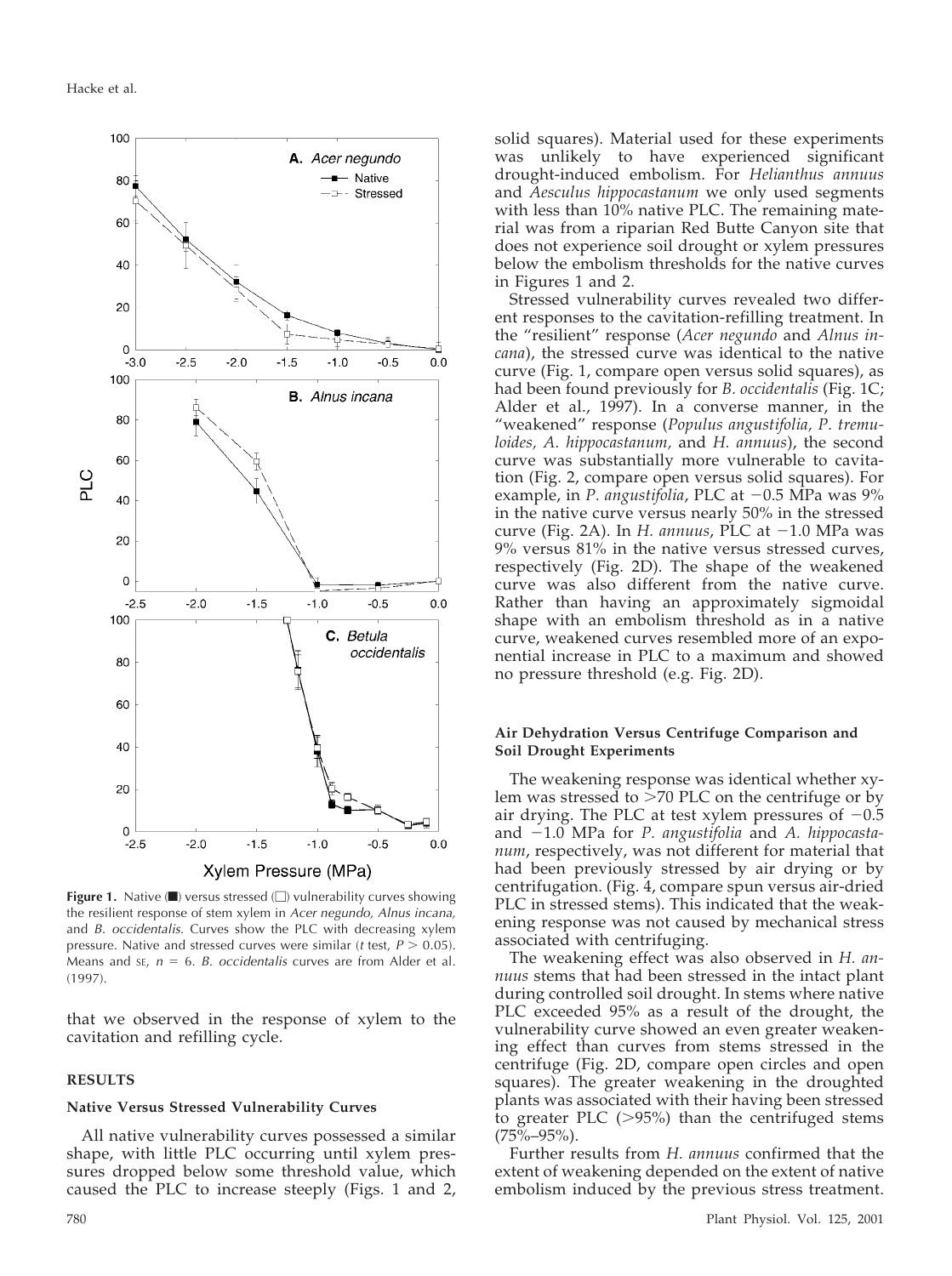**Figure 1.** Native (■) versus stressed (□) vulnerability curves showing the resilient response of stem xylem in *Acer negundo, Alnus incana,* and *B. occidentalis*. Curves show the PLC with decreasing xylem pressure. Native and stressed curves were similar (*t* test, $P > 0.05$). Means and SE, $n = 6$. *B. occidentalis* curves are from Alder et al. (1997).

that we observed in the response of xylem to the cavitation and refilling cycle.

## RESULTS

### Native Versus Stressed Vulnerability Curves

All native vulnerability curves possessed a similar shape, with little PLC occurring until xylem pressures dropped below some threshold value, which caused the PLC to increase steeply (Figs. 1 and 2, solid squares). Material used for these experiments was unlikely to have experienced significant drought-induced embolism. For *Helianthus annuus* and *Aesculus hippocastanum* we only used segments with less than 10% native PLC. The remaining material was from a riparian Red Butte Canyon site that does not experience soil drought or xylem pressures below the embolism thresholds for the native curves in Figures 1 and 2.

Stressed vulnerability curves revealed two different responses to the cavitation-refilling treatment. In the "resilient" response (*Acer negundo* and *Alnus incana*), the stressed curve was identical to the native curve (Fig. 1, compare open versus solid squares), as had been found previously for *B. occidentalis* (Fig. 1C; Alder et al., 1997). In a converse manner, in the "weakened" response (*Populus angustifolia, P. tremuloides, A. hippocastanum,* and *H. annuus*), the second curve was substantially more vulnerable to cavitation (Fig. 2, compare open versus solid squares). For example, in *P. angustifolia*, PLC at −0.5 MPa was 9% in the native curve versus nearly 50% in the stressed curve (Fig. 2A). In *H. annuus*, PLC at −1.0 MPa was 9% versus 81% in the native versus stressed curves, respectively (Fig. 2D). The shape of the weakened curve was also different from the native curve. Rather than having an approximately sigmoidal shape with an embolism threshold as in a native curve, weakened curves resembled more of an exponential increase in PLC to a maximum and showed no pressure threshold (e.g. Fig. 2D).

### Air Dehydration Versus Centrifuge Comparison and Soil Drought Experiments

The weakening response was identical whether xylem was stressed to >70 PLC on the centrifuge or by air drying. The PLC at test xylem pressures of −0.5 and −1.0 MPa for *P. angustifolia* and *A. hippocastanum*, respectively, was not different for material that had been previously stressed by air drying or by centrifugation. (Fig. 4, compare spun versus air-dried PLC in stressed stems). This indicated that the weakening response was not caused by mechanical stress associated with centrifuging.

The weakening effect was also observed in *H. annuus* stems that had been stressed in the intact plant during controlled soil drought. In stems where native PLC exceeded 95% as a result of the drought, the vulnerability curve showed an even greater weakening effect than curves from stems stressed in the centrifuge (Fig. 2D, compare open circles and open squares). The greater weakening in the droughted plants was associated with their having been stressed to greater PLC (>95%) than the centrifuged stems (75%–95%).

Further results from *H. annuus* confirmed that the extent of weakening depended on the extent of native embolism induced by the previous stress treatment.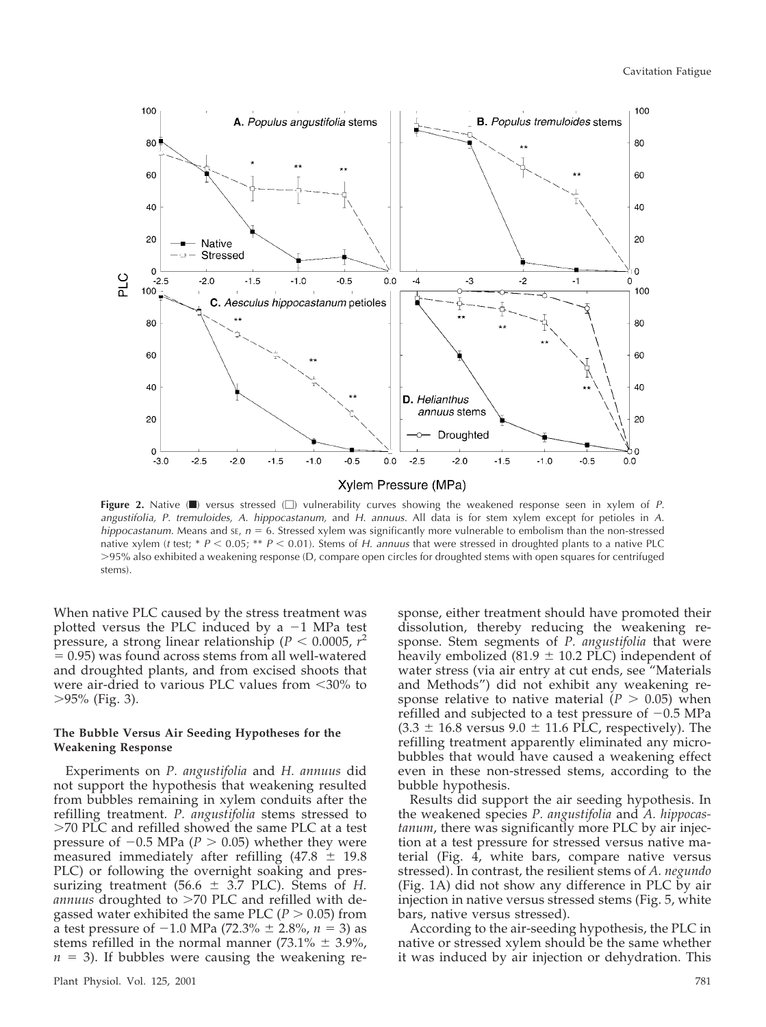**Figure 2.** Native (■) versus stressed (□) vulnerability curves showing the weakened response seen in xylem of *P. angustifolia, P. tremuloides, A. hippocastanum,* and *H. annuus*. All data is for stem xylem except for petioles in *A. hippocastanum*. Means and SE, $n = 6$. Stressed xylem was significantly more vulnerable to embolism than the non-stressed native xylem (*t* test; * $P < 0.05$; ** $P < 0.01$). Stems of *H. annuus* that were stressed in droughted plants to a native PLC >95% also exhibited a weakening response (D, compare open circles for droughted stems with open squares for centrifuged stems).

When native PLC caused by the stress treatment was plotted versus the PLC induced by a −1 MPa test pressure, a strong linear relationship ($P < 0.0005$, $r^2 = 0.95$) was found across stems from all well-watered and droughted plants, and from excised shoots that were air-dried to various PLC values from <30% to >95% (Fig. 3).

#### The Bubble Versus Air Seeding Hypotheses for the Weakening Response

Experiments on *P. angustifolia* and *H. annuus* did not support the hypothesis that weakening resulted from bubbles remaining in xylem conduits after the refilling treatment. *P. angustifolia* stems stressed to >70 PLC and refilled showed the same PLC at a test pressure of −0.5 MPa ($P > 0.05$) whether they were measured immediately after refilling (47.8 ± 19.8 PLC) or following the overnight soaking and pressurizing treatment (56.6 ± 3.7 PLC). Stems of *H. annuus* droughted to >70 PLC and refilled with degassed water exhibited the same PLC ($P > 0.05$) from a test pressure of −1.0 MPa (72.3% ± 2.8%, $n = 3$) as stems refilled in the normal manner (73.1% ± 3.9%, $n = 3$). If bubbles were causing the weakening response, either treatment should have promoted their dissolution, thereby reducing the weakening response. Stem segments of *P. angustifolia* that were heavily embolized (81.9 ± 10.2 PLC) independent of water stress (via air entry at cut ends, see "Materials and Methods") did not exhibit any weakening response relative to native material ($P > 0.05$) when refilled and subjected to a test pressure of −0.5 MPa (3.3 ± 16.8 versus 9.0 ± 11.6 PLC, respectively). The refilling treatment apparently eliminated any microbubbles that would have caused a weakening effect even in these non-stressed stems, according to the bubble hypothesis.

Results did support the air seeding hypothesis. In the weakened species *P. angustifolia* and *A. hippocastanum*, there was significantly more PLC by air injection at a test pressure for stressed versus native material (Fig. 4, white bars, compare native versus stressed). In contrast, the resilient stems of *A. negundo* (Fig. 1A) did not show any difference in PLC by air injection in native versus stressed stems (Fig. 5, white bars, native versus stressed).

According to the air-seeding hypothesis, the PLC in native or stressed xylem should be the same whether it was induced by air injection or dehydration. This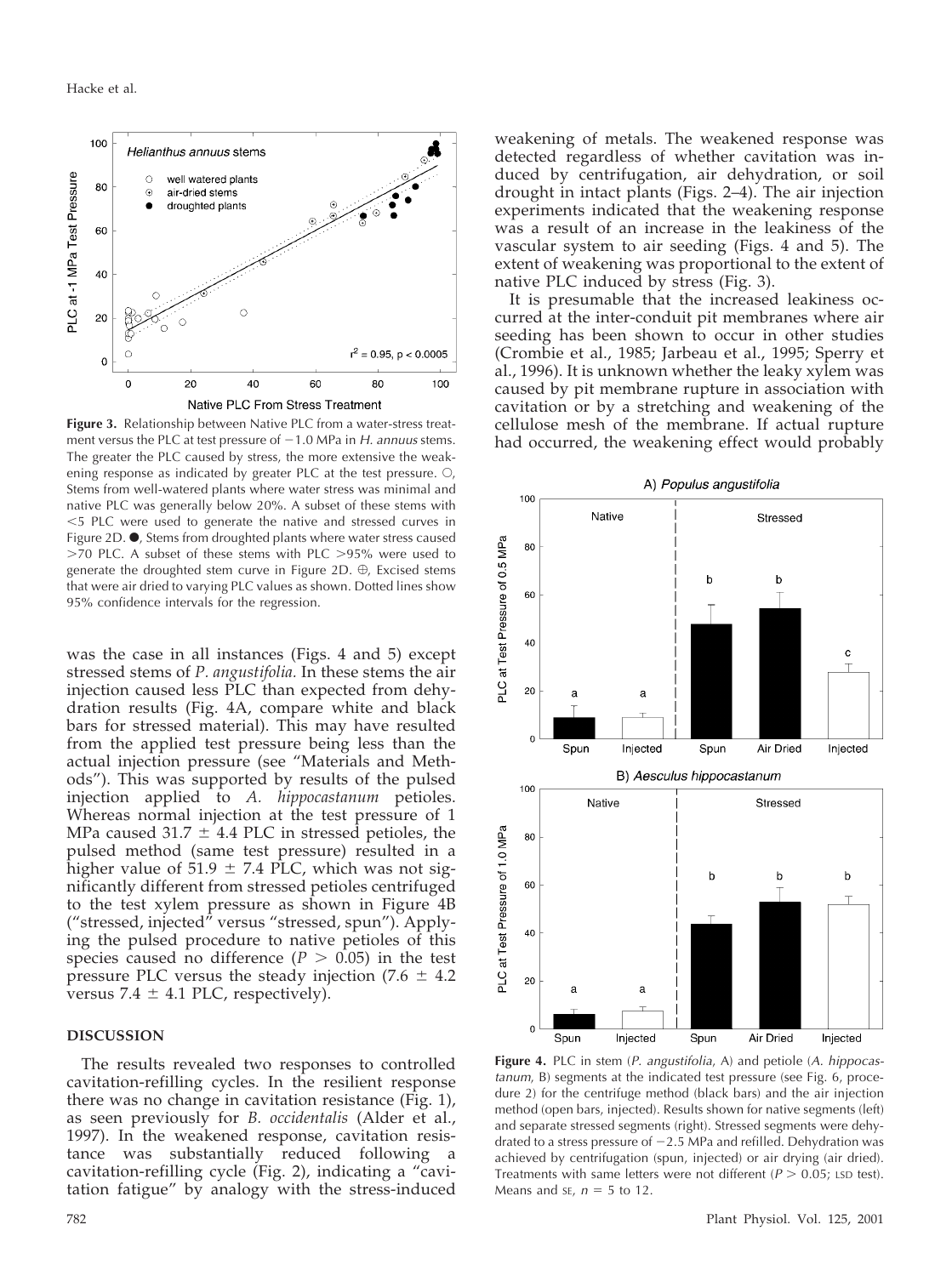**Figure 3.** Relationship between Native PLC from a water-stress treatment versus the PLC at test pressure of −1.0 MPa in *H. annuus* stems. The greater the PLC caused by stress, the more extensive the weakening response as indicated by greater PLC at the test pressure. ○, Stems from well-watered plants where water stress was minimal and native PLC was generally below 20%. A subset of these stems with <5 PLC were used to generate the native and stressed curves in Figure 2D. ●, Stems from droughted plants where water stress caused >70 PLC. A subset of these stems with PLC >95% were used to generate the droughted stem curve in Figure 2D. ⊕, Excised stems that were air dried to varying PLC values as shown. Dotted lines show 95% confidence intervals for the regression.

was the case in all instances (Figs. 4 and 5) except stressed stems of *P. angustifolia.* In these stems the air injection caused less PLC than expected from dehydration results (Fig. 4A, compare white and black bars for stressed material). This may have resulted from the applied test pressure being less than the actual injection pressure (see "Materials and Methods"). This was supported by results of the pulsed injection applied to *A. hippocastanum* petioles. Whereas normal injection at the test pressure of 1 MPa caused 31.7 ± 4.4 PLC in stressed petioles, the pulsed method (same test pressure) resulted in a higher value of 51.9 ± 7.4 PLC, which was not significantly different from stressed petioles centrifuged to the test xylem pressure as shown in Figure 4B ("stressed, injected" versus "stressed, spun"). Applying the pulsed procedure to native petioles of this species caused no difference ($P > 0.05$) in the test pressure PLC versus the steady injection (7.6 ± 4.2 versus 7.4 ± 4.1 PLC, respectively).

## DISCUSSION

The results revealed two responses to controlled cavitation-refilling cycles. In the resilient response there was no change in cavitation resistance (Fig. 1), as seen previously for *B. occidentalis* (Alder et al., 1997). In the weakened response, cavitation resistance was substantially reduced following a cavitation-refilling cycle (Fig. 2), indicating a "cavitation fatigue" by analogy with the stress-induced weakening of metals. The weakened response was detected regardless of whether cavitation was induced by centrifugation, air dehydration, or soil drought in intact plants (Figs. 2–4). The air injection experiments indicated that the weakening response was a result of an increase in the leakiness of the vascular system to air seeding (Figs. 4 and 5). The extent of weakening was proportional to the extent of native PLC induced by stress (Fig. 3).

It is presumable that the increased leakiness occurred at the inter-conduit pit membranes where air seeding has been shown to occur in other studies (Crombie et al., 1985; Jarbeau et al., 1995; Sperry et al., 1996). It is unknown whether the leaky xylem was caused by pit membrane rupture in association with cavitation or by a stretching and weakening of the cellulose mesh of the membrane. If actual rupture had occurred, the weakening effect would probably

**Figure 4.** PLC in stem (*P. angustifolia*, A) and petiole (*A. hippocastanum*, B) segments at the indicated test pressure (see Fig. 6, procedure 2) for the centrifuge method (black bars) and the air injection method (open bars, injected). Results shown for native segments (left) and separate stressed segments (right). Stressed segments were dehydrated to a stress pressure of −2.5 MPa and refilled. Dehydration was achieved by centrifugation (spun, injected) or air drying (air dried). Treatments with same letters were not different ($P > 0.05$; LSD test). Means and SE, $n = 5$ to 12.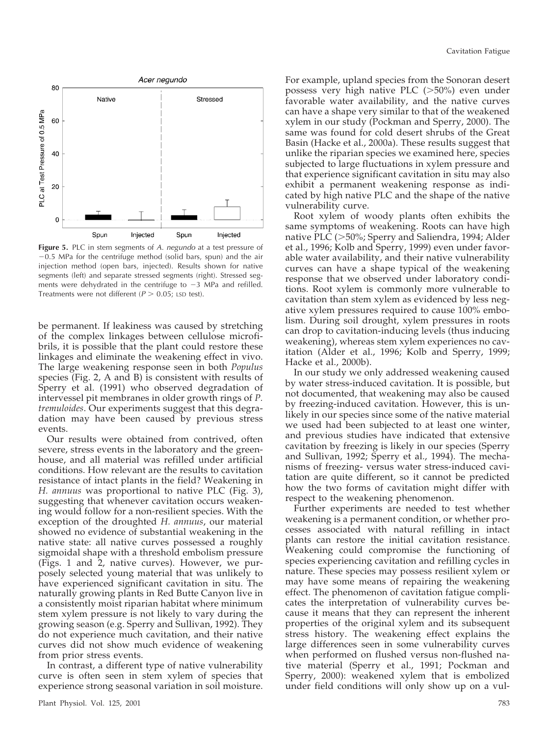**Figure 5.** PLC in stem segments of *A. negundo* at a test pressure of −0.5 MPa for the centrifuge method (solid bars, spun) and the air injection method (open bars, injected). Results shown for native segments (left) and separate stressed segments (right). Stressed segments were dehydrated in the centrifuge to −3 MPa and refilled. Treatments were not different ($P > 0.05$; LSD test).

be permanent. If leakiness was caused by stretching of the complex linkages between cellulose microfibrils, it is possible that the plant could restore these linkages and eliminate the weakening effect in vivo. The large weakening response seen in both *Populus* species (Fig. 2, A and B) is consistent with results of Sperry et al. (1991) who observed degradation of intervessel pit membranes in older growth rings of *P. tremuloides*. Our experiments suggest that this degradation may have been caused by previous stress events.

Our results were obtained from contrived, often severe, stress events in the laboratory and the greenhouse, and all material was refilled under artificial conditions. How relevant are the results to cavitation resistance of intact plants in the field? Weakening in *H. annuus* was proportional to native PLC (Fig. 3), suggesting that whenever cavitation occurs weakening would follow for a non-resilient species. With the exception of the droughted *H. annuus*, our material showed no evidence of substantial weakening in the native state: all native curves possessed a roughly sigmoidal shape with a threshold embolism pressure (Figs. 1 and 2, native curves). However, we purposely selected young material that was unlikely to have experienced significant cavitation in situ. The naturally growing plants in Red Butte Canyon live in a consistently moist riparian habitat where minimum stem xylem pressure is not likely to vary during the growing season (e.g. Sperry and Sullivan, 1992). They do not experience much cavitation, and their native curves did not show much evidence of weakening from prior stress events.

In contrast, a different type of native vulnerability curve is often seen in stem xylem of species that experience strong seasonal variation in soil moisture. For example, upland species from the Sonoran desert possess very high native PLC (>50%) even under favorable water availability, and the native curves can have a shape very similar to that of the weakened xylem in our study (Pockman and Sperry, 2000). The same was found for cold desert shrubs of the Great Basin (Hacke et al., 2000a). These results suggest that unlike the riparian species we examined here, species subjected to large fluctuations in xylem pressure and that experience significant cavitation in situ may also exhibit a permanent weakening response as indicated by high native PLC and the shape of the native vulnerability curve.

Root xylem of woody plants often exhibits the same symptoms of weakening. Roots can have high native PLC (>50%; Sperry and Saliendra, 1994; Alder et al., 1996; Kolb and Sperry, 1999) even under favorable water availability, and their native vulnerability curves can have a shape typical of the weakening response that we observed under laboratory conditions. Root xylem is commonly more vulnerable to cavitation than stem xylem as evidenced by less negative xylem pressures required to cause 100% embolism. During soil drought, xylem pressures in roots can drop to cavitation-inducing levels (thus inducing weakening), whereas stem xylem experiences no cavitation (Alder et al., 1996; Kolb and Sperry, 1999; Hacke et al., 2000b).

In our study we only addressed weakening caused by water stress-induced cavitation. It is possible, but not documented, that weakening may also be caused by freezing-induced cavitation. However, this is unlikely in our species since some of the native material we used had been subjected to at least one winter, and previous studies have indicated that extensive cavitation by freezing is likely in our species (Sperry and Sullivan, 1992; Sperry et al., 1994). The mechanisms of freezing- versus water stress-induced cavitation are quite different, so it cannot be predicted how the two forms of cavitation might differ with respect to the weakening phenomenon.

Further experiments are needed to test whether weakening is a permanent condition, or whether processes associated with natural refilling in intact plants can restore the initial cavitation resistance. Weakening could compromise the functioning of species experiencing cavitation and refilling cycles in nature. These species may possess resilient xylem or may have some means of repairing the weakening effect. The phenomenon of cavitation fatigue complicates the interpretation of vulnerability curves because it means that they can represent the inherent properties of the original xylem and its subsequent stress history. The weakening effect explains the large differences seen in some vulnerability curves when performed on flushed versus non-flushed native material (Sperry et al., 1991; Pockman and Sperry, 2000): weakened xylem that is embolized under field conditions will only show up on a vul-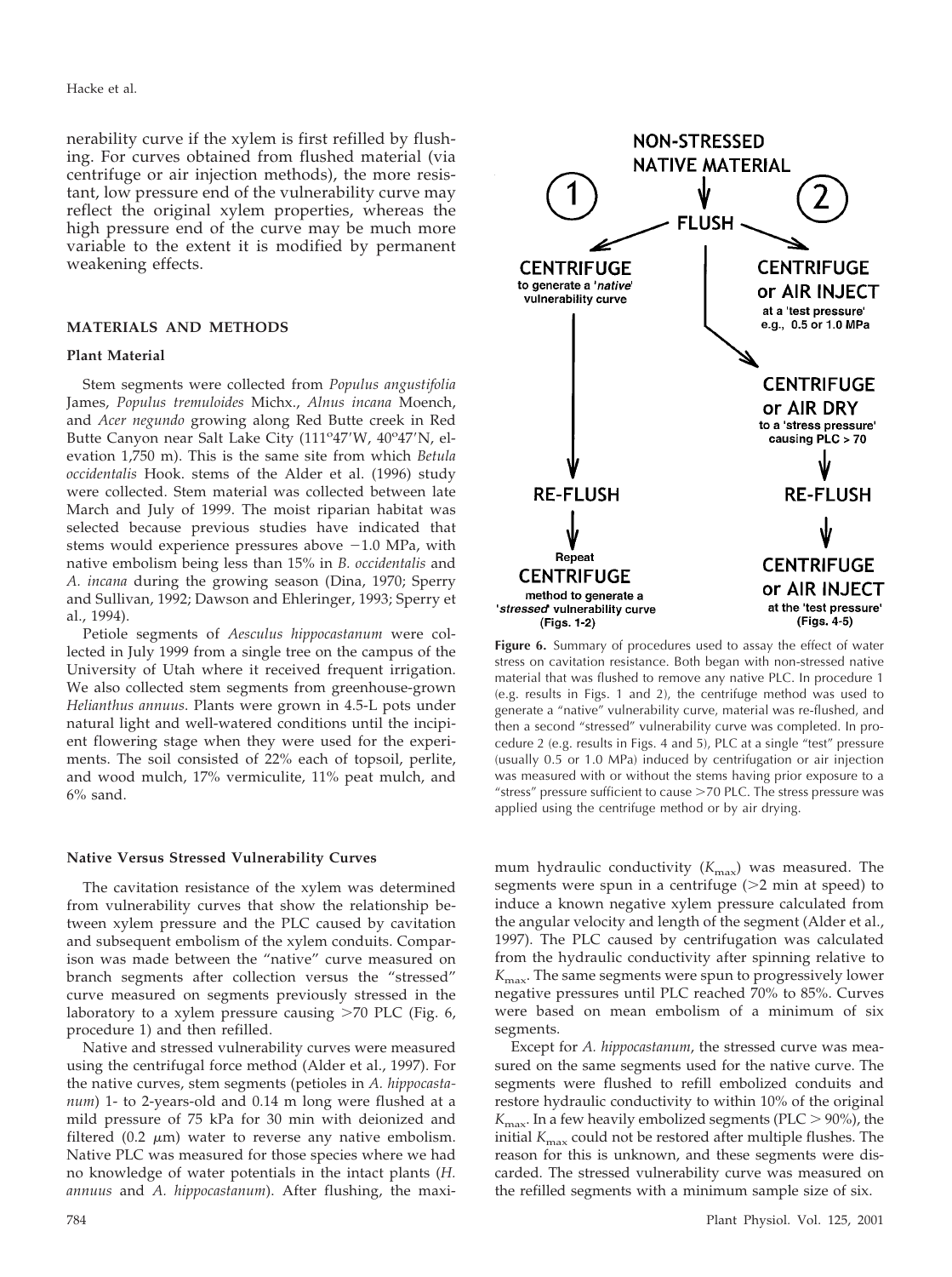nerability curve if the xylem is first refilled by flushing. For curves obtained from flushed material (via centrifuge or air injection methods), the more resistant, low pressure end of the vulnerability curve may reflect the original xylem properties, whereas the high pressure end of the curve may be much more variable to the extent it is modified by permanent weakening effects.

## MATERIALS AND METHODS

### Plant Material

Stem segments were collected from *Populus angustifolia* James, *Populus tremuloides* Michx., *Alnus incana* Moench, and *Acer negundo* growing along Red Butte creek in Red Butte Canyon near Salt Lake City (111°47′W, 40°47′N, elevation 1,750 m). This is the same site from which *Betula occidentalis* Hook. stems of the Alder et al. (1996) study were collected. Stem material was collected between late March and July of 1999. The moist riparian habitat was selected because previous studies have indicated that stems would experience pressures above −1.0 MPa, with native embolism being less than 15% in *B. occidentalis* and *A. incana* during the growing season (Dina, 1970; Sperry and Sullivan, 1992; Dawson and Ehleringer, 1993; Sperry et al., 1994).

Petiole segments of *Aesculus hippocastanum* were collected in July 1999 from a single tree on the campus of the University of Utah where it received frequent irrigation. We also collected stem segments from greenhouse-grown *Helianthus annuus*. Plants were grown in 4.5-L pots under natural light and well-watered conditions until the incipient flowering stage when they were used for the experiments. The soil consisted of 22% each of topsoil, perlite, and wood mulch, 17% vermiculite, 11% peat mulch, and 6% sand.

NON-STRESSED NATIVE MATERIAL

1 → FLUSH ← 2

CENTRIFUGE to generate a '*native*' vulnerability curve → RE-FLUSH → Repeat CENTRIFUGE method to generate a '*stressed*' vulnerability curve (Figs. 1-2)

CENTRIFUGE or AIR INJECT at a 'test pressure' e.g., 0.5 or 1.0 MPa

CENTRIFUGE or AIR DRY to a 'stress pressure' causing PLC > 70 → RE-FLUSH → CENTRIFUGE or AIR INJECT at the 'test pressure' (Figs. 4-5)

**Figure 6.** Summary of procedures used to assay the effect of water stress on cavitation resistance. Both began with non-stressed native material that was flushed to remove any native PLC. In procedure 1 (e.g. results in Figs. 1 and 2), the centrifuge method was used to generate a "native" vulnerability curve, material was re-flushed, and then a second "stressed" vulnerability curve was completed. In procedure 2 (e.g. results in Figs. 4 and 5), PLC at a single "test" pressure (usually 0.5 or 1.0 MPa) induced by centrifugation or air injection was measured with or without the stems having prior exposure to a "stress" pressure sufficient to cause >70 PLC. The stress pressure was applied using the centrifuge method or by air drying.

### Native Versus Stressed Vulnerability Curves

The cavitation resistance of the xylem was determined from vulnerability curves that show the relationship between xylem pressure and the PLC caused by cavitation and subsequent embolism of the xylem conduits. Comparison was made between the "native" curve measured on branch segments after collection versus the "stressed" curve measured on segments previously stressed in the laboratory to a xylem pressure causing >70 PLC (Fig. 6, procedure 1) and then refilled.

Native and stressed vulnerability curves were measured using the centrifugal force method (Alder et al., 1997). For the native curves, stem segments (petioles in *A. hippocastanum*) 1- to 2-years-old and 0.14 m long were flushed at a mild pressure of 75 kPa for 30 min with deionized and filtered (0.2 $\mu$m) water to reverse any native embolism. Native PLC was measured for those species where we had no knowledge of water potentials in the intact plants (*H. annuus* and *A. hippocastanum*). After flushing, the maximum hydraulic conductivity ($K_{max}$) was measured. The segments were spun in a centrifuge (>2 min at speed) to induce a known negative xylem pressure calculated from the angular velocity and length of the segment (Alder et al., 1997). The PLC caused by centrifugation was calculated from the hydraulic conductivity after spinning relative to $K_{max}$. The same segments were spun to progressively lower negative pressures until PLC reached 70% to 85%. Curves were based on mean embolism of a minimum of six segments.

Except for *A. hippocastanum*, the stressed curve was measured on the same segments used for the native curve. The segments were flushed to refill embolized conduits and restore hydraulic conductivity to within 10% of the original $K_{max}$. In a few heavily embolized segments (PLC > 90%), the initial $K_{max}$ could not be restored after multiple flushes. The reason for this is unknown, and these segments were discarded. The stressed vulnerability curve was measured on the refilled segments with a minimum sample size of six.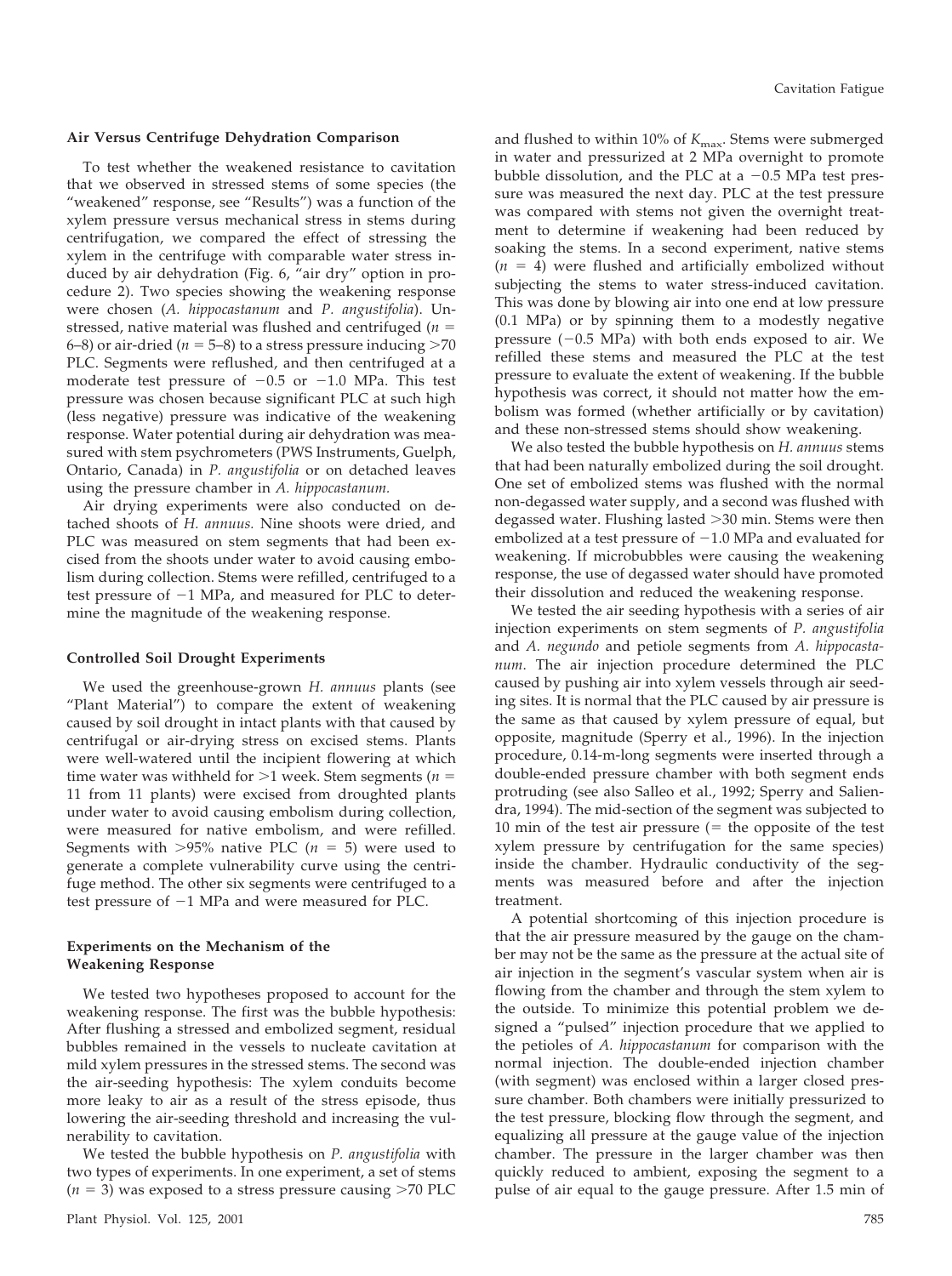### Air Versus Centrifuge Dehydration Comparison

To test whether the weakened resistance to cavitation that we observed in stressed stems of some species (the "weakened" response, see "Results") was a function of the xylem pressure versus mechanical stress in stems during centrifugation, we compared the effect of stressing the xylem in the centrifuge with comparable water stress induced by air dehydration (Fig. 6, "air dry" option in procedure 2). Two species showing the weakening response were chosen (*A. hippocastanum* and *P. angustifolia*). Unstressed, native material was flushed and centrifuged ($n$ = 6–8) or air-dried ($n$ = 5–8) to a stress pressure inducing >70 PLC. Segments were reflushed, and then centrifuged at a moderate test pressure of −0.5 or −1.0 MPa. This test pressure was chosen because significant PLC at such high (less negative) pressure was indicative of the weakening response. Water potential during air dehydration was measured with stem psychrometers (PWS Instruments, Guelph, Ontario, Canada) in *P. angustifolia* or on detached leaves using the pressure chamber in *A. hippocastanum.*

Air drying experiments were also conducted on detached shoots of *H. annuus.* Nine shoots were dried, and PLC was measured on stem segments that had been excised from the shoots under water to avoid causing embolism during collection. Stems were refilled, centrifuged to a test pressure of −1 MPa, and measured for PLC to determine the magnitude of the weakening response.

### Controlled Soil Drought Experiments

We used the greenhouse-grown *H. annuus* plants (see "Plant Material") to compare the extent of weakening caused by soil drought in intact plants with that caused by centrifugal or air-drying stress on excised stems. Plants were well-watered until the incipient flowering at which time water was withheld for >1 week. Stem segments ($n$ = 11 from 11 plants) were excised from droughted plants under water to avoid causing embolism during collection, were measured for native embolism, and were refilled. Segments with >95% native PLC ($n$ = 5) were used to generate a complete vulnerability curve using the centrifuge method. The other six segments were centrifuged to a test pressure of −1 MPa and were measured for PLC.

### Experiments on the Mechanism of the Weakening Response

We tested two hypotheses proposed to account for the weakening response. The first was the bubble hypothesis: After flushing a stressed and embolized segment, residual bubbles remained in the vessels to nucleate cavitation at mild xylem pressures in the stressed stems. The second was the air-seeding hypothesis: The xylem conduits become more leaky to air as a result of the stress episode, thus lowering the air-seeding threshold and increasing the vulnerability to cavitation.

We tested the bubble hypothesis on *P. angustifolia* with two types of experiments. In one experiment, a set of stems ($n$ = 3) was exposed to a stress pressure causing >70 PLC and flushed to within 10% of $K_{max}$. Stems were submerged in water and pressurized at 2 MPa overnight to promote bubble dissolution, and the PLC at a −0.5 MPa test pressure was measured the next day. PLC at the test pressure was compared with stems not given the overnight treatment to determine if weakening had been reduced by soaking the stems. In a second experiment, native stems ($n$ = 4) were flushed and artificially embolized without subjecting the stems to water stress-induced cavitation. This was done by blowing air into one end at low pressure (0.1 MPa) or by spinning them to a modestly negative pressure (−0.5 MPa) with both ends exposed to air. We refilled these stems and measured the PLC at the test pressure to evaluate the extent of weakening. If the bubble hypothesis was correct, it should not matter how the embolism was formed (whether artificially or by cavitation) and these non-stressed stems should show weakening.

We also tested the bubble hypothesis on *H. annuus* stems that had been naturally embolized during the soil drought. One set of embolized stems was flushed with the normal non-degassed water supply, and a second was flushed with degassed water. Flushing lasted >30 min. Stems were then embolized at a test pressure of −1.0 MPa and evaluated for weakening. If microbubbles were causing the weakening response, the use of degassed water should have promoted their dissolution and reduced the weakening response.

We tested the air seeding hypothesis with a series of air injection experiments on stem segments of *P. angustifolia* and *A. negundo* and petiole segments from *A. hippocastanum*. The air injection procedure determined the PLC caused by pushing air into xylem vessels through air seeding sites. It is normal that the PLC caused by air pressure is the same as that caused by xylem pressure of equal, but opposite, magnitude (Sperry et al., 1996). In the injection procedure, 0.14-m-long segments were inserted through a double-ended pressure chamber with both segment ends protruding (see also Salleo et al., 1992; Sperry and Saliendra, 1994). The mid-section of the segment was subjected to 10 min of the test air pressure (= the opposite of the test xylem pressure by centrifugation for the same species) inside the chamber. Hydraulic conductivity of the segments was measured before and after the injection treatment.

A potential shortcoming of this injection procedure is that the air pressure measured by the gauge on the chamber may not be the same as the pressure at the actual site of air injection in the segment's vascular system when air is flowing from the chamber and through the stem xylem to the outside. To minimize this potential problem we designed a "pulsed" injection procedure that we applied to the petioles of *A. hippocastanum* for comparison with the normal injection. The double-ended injection chamber (with segment) was enclosed within a larger closed pressure chamber. Both chambers were initially pressurized to the test pressure, blocking flow through the segment, and equalizing all pressure at the gauge value of the injection chamber. The pressure in the larger chamber was then quickly reduced to ambient, exposing the segment to a pulse of air equal to the gauge pressure. After 1.5 min of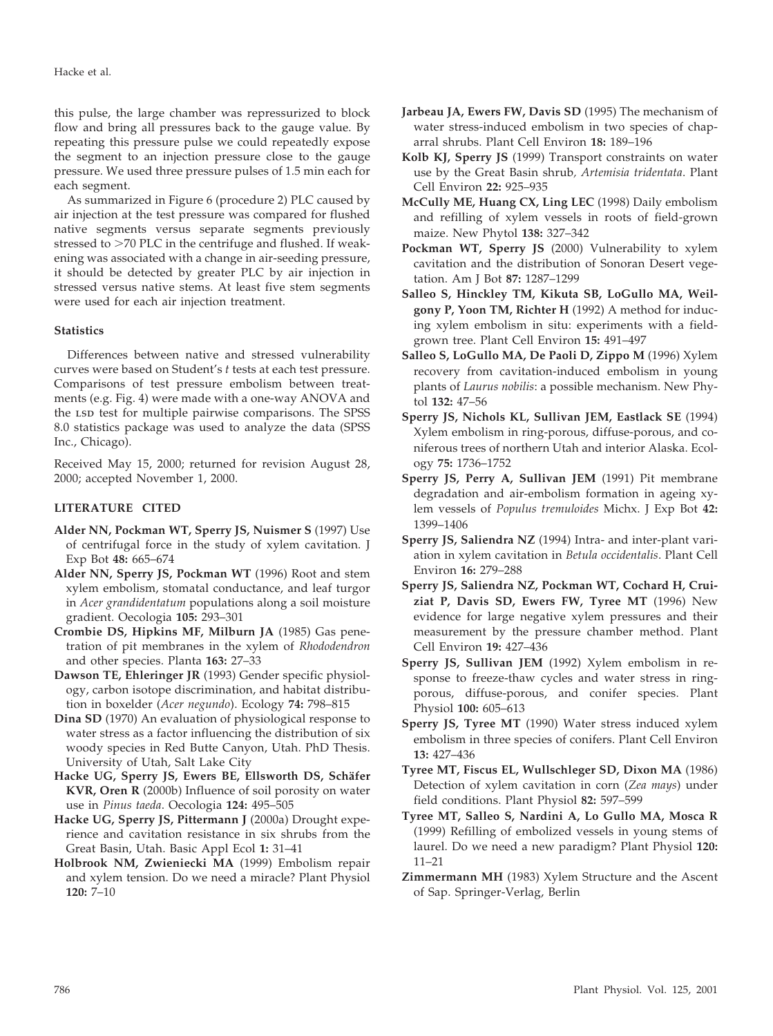this pulse, the large chamber was repressurized to block flow and bring all pressures back to the gauge value. By repeating this pressure pulse we could repeatedly expose the segment to an injection pressure close to the gauge pressure. We used three pressure pulses of 1.5 min each for each segment.

As summarized in Figure 6 (procedure 2) PLC caused by air injection at the test pressure was compared for flushed native segments versus separate segments previously stressed to >70 PLC in the centrifuge and flushed. If weakening was associated with a change in air-seeding pressure, it should be detected by greater PLC by air injection in stressed versus native stems. At least five stem segments were used for each air injection treatment.

### Statistics

Differences between native and stressed vulnerability curves were based on Student's *t* tests at each test pressure. Comparisons of test pressure embolism between treatments (e.g. Fig. 4) were made with a one-way ANOVA and the LSD test for multiple pairwise comparisons. The SPSS 8.0 statistics package was used to analyze the data (SPSS Inc., Chicago).

Received May 15, 2000; returned for revision August 28, 2000; accepted November 1, 2000.

## LITERATURE CITED

**Alder NN, Pockman WT, Sperry JS, Nuismer S** (1997) Use of centrifugal force in the study of xylem cavitation. J Exp Bot **48:** 665–674

**Alder NN, Sperry JS, Pockman WT** (1996) Root and stem xylem embolism, stomatal conductance, and leaf turgor in *Acer grandidentatum* populations along a soil moisture gradient. Oecologia **105:** 293–301

**Crombie DS, Hipkins MF, Milburn JA** (1985) Gas penetration of pit membranes in the xylem of *Rhododendron* and other species. Planta **163:** 27–33

**Dawson TE, Ehleringer JR** (1993) Gender specific physiology, carbon isotope discrimination, and habitat distribution in boxelder (*Acer negundo*). Ecology **74:** 798–815

**Dina SD** (1970) An evaluation of physiological response to water stress as a factor influencing the distribution of six woody species in Red Butte Canyon, Utah. PhD Thesis. University of Utah, Salt Lake City

**Hacke UG, Sperry JS, Ewers BE, Ellsworth DS, Schäfer KVR, Oren R** (2000b) Influence of soil porosity on water use in *Pinus taeda*. Oecologia **124:** 495–505

**Hacke UG, Sperry JS, Pittermann J** (2000a) Drought experience and cavitation resistance in six shrubs from the Great Basin, Utah. Basic Appl Ecol **1:** 31–41

**Holbrook NM, Zwieniecki MA** (1999) Embolism repair and xylem tension. Do we need a miracle? Plant Physiol **120:** 7–10

**Jarbeau JA, Ewers FW, Davis SD** (1995) The mechanism of water stress-induced embolism in two species of chaparral shrubs. Plant Cell Environ **18:** 189–196

**Kolb KJ, Sperry JS** (1999) Transport constraints on water use by the Great Basin shrub, *Artemisia tridentata*. Plant Cell Environ **22:** 925–935

**McCully ME, Huang CX, Ling LEC** (1998) Daily embolism and refilling of xylem vessels in roots of field-grown maize. New Phytol **138:** 327–342

**Pockman WT, Sperry JS** (2000) Vulnerability to xylem cavitation and the distribution of Sonoran Desert vegetation. Am J Bot **87:** 1287–1299

**Salleo S, Hinckley TM, Kikuta SB, LoGullo MA, Weilgony P, Yoon TM, Richter H** (1992) A method for inducing xylem embolism in situ: experiments with a field-grown tree. Plant Cell Environ **15:** 491–497

**Salleo S, LoGullo MA, De Paoli D, Zippo M** (1996) Xylem recovery from cavitation-induced embolism in young plants of *Laurus nobilis*: a possible mechanism. New Phytol **132:** 47–56

**Sperry JS, Nichols KL, Sullivan JEM, Eastlack SE** (1994) Xylem embolism in ring-porous, diffuse-porous, and coniferous trees of northern Utah and interior Alaska. Ecology **75:** 1736–1752

**Sperry JS, Perry A, Sullivan JEM** (1991) Pit membrane degradation and air-embolism formation in ageing xylem vessels of *Populus tremuloides* Michx. J Exp Bot **42:** 1399–1406

**Sperry JS, Saliendra NZ** (1994) Intra- and inter-plant variation in xylem cavitation in *Betula occidentalis*. Plant Cell Environ **16:** 279–288

**Sperry JS, Saliendra NZ, Pockman WT, Cochard H, Cruiziat P, Davis SD, Ewers FW, Tyree MT** (1996) New evidence for large negative xylem pressures and their measurement by the pressure chamber method. Plant Cell Environ **19:** 427–436

**Sperry JS, Sullivan JEM** (1992) Xylem embolism in response to freeze-thaw cycles and water stress in ring-porous, diffuse-porous, and conifer species. Plant Physiol **100:** 605–613

**Sperry JS, Tyree MT** (1990) Water stress induced xylem embolism in three species of conifers. Plant Cell Environ **13:** 427–436

**Tyree MT, Fiscus EL, Wullschleger SD, Dixon MA** (1986) Detection of xylem cavitation in corn (*Zea mays*) under field conditions. Plant Physiol **82:** 597–599

**Tyree MT, Salleo S, Nardini A, Lo Gullo MA, Mosca R** (1999) Refilling of embolized vessels in young stems of laurel. Do we need a new paradigm? Plant Physiol **120:** 11–21

**Zimmermann MH** (1983) Xylem Structure and the Ascent of Sap. Springer-Verlag, Berlin